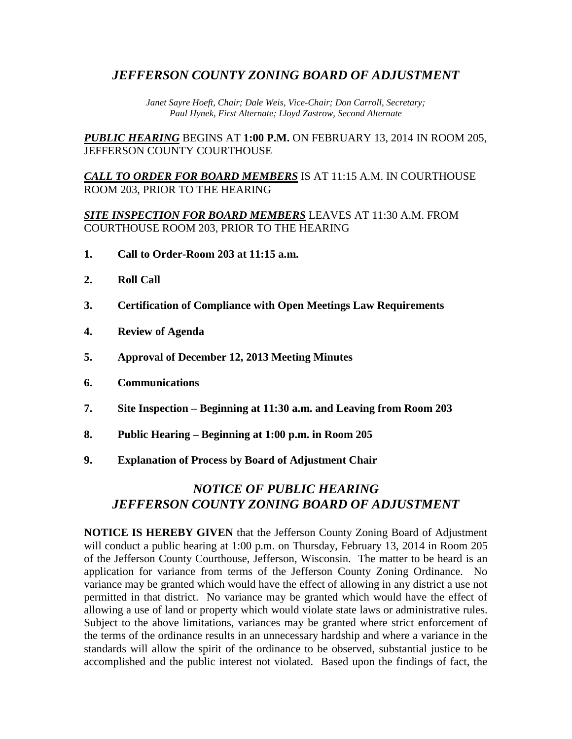# *JEFFERSON COUNTY ZONING BOARD OF ADJUSTMENT*

*Janet Sayre Hoeft, Chair; Dale Weis, Vice-Chair; Don Carroll, Secretary; Paul Hynek, First Alternate; Lloyd Zastrow, Second Alternate*

***PUBLIC HEARING*** BEGINS AT **1:00 P.M.** ON FEBRUARY 13, 2014 IN ROOM 205, JEFFERSON COUNTY COURTHOUSE

***CALL TO ORDER FOR BOARD MEMBERS*** IS AT 11:15 A.M. IN COURTHOUSE ROOM 203, PRIOR TO THE HEARING

***SITE INSPECTION FOR BOARD MEMBERS*** LEAVES AT 11:30 A.M. FROM COURTHOUSE ROOM 203, PRIOR TO THE HEARING

1. **Call to Order-Room 203 at 11:15 a.m.**
2. **Roll Call**
3. **Certification of Compliance with Open Meetings Law Requirements**
4. **Review of Agenda**
5. **Approval of December 12, 2013 Meeting Minutes**
6. **Communications**
7. **Site Inspection – Beginning at 11:30 a.m. and Leaving from Room 203**
8. **Public Hearing – Beginning at 1:00 p.m. in Room 205**
9. **Explanation of Process by Board of Adjustment Chair**

## *NOTICE OF PUBLIC HEARING*
## *JEFFERSON COUNTY ZONING BOARD OF ADJUSTMENT*

**NOTICE IS HEREBY GIVEN** that the Jefferson County Zoning Board of Adjustment will conduct a public hearing at 1:00 p.m. on Thursday, February 13, 2014 in Room 205 of the Jefferson County Courthouse, Jefferson, Wisconsin. The matter to be heard is an application for variance from terms of the Jefferson County Zoning Ordinance. No variance may be granted which would have the effect of allowing in any district a use not permitted in that district. No variance may be granted which would have the effect of allowing a use of land or property which would violate state laws or administrative rules. Subject to the above limitations, variances may be granted where strict enforcement of the terms of the ordinance results in an unnecessary hardship and where a variance in the standards will allow the spirit of the ordinance to be observed, substantial justice to be accomplished and the public interest not violated. Based upon the findings of fact, the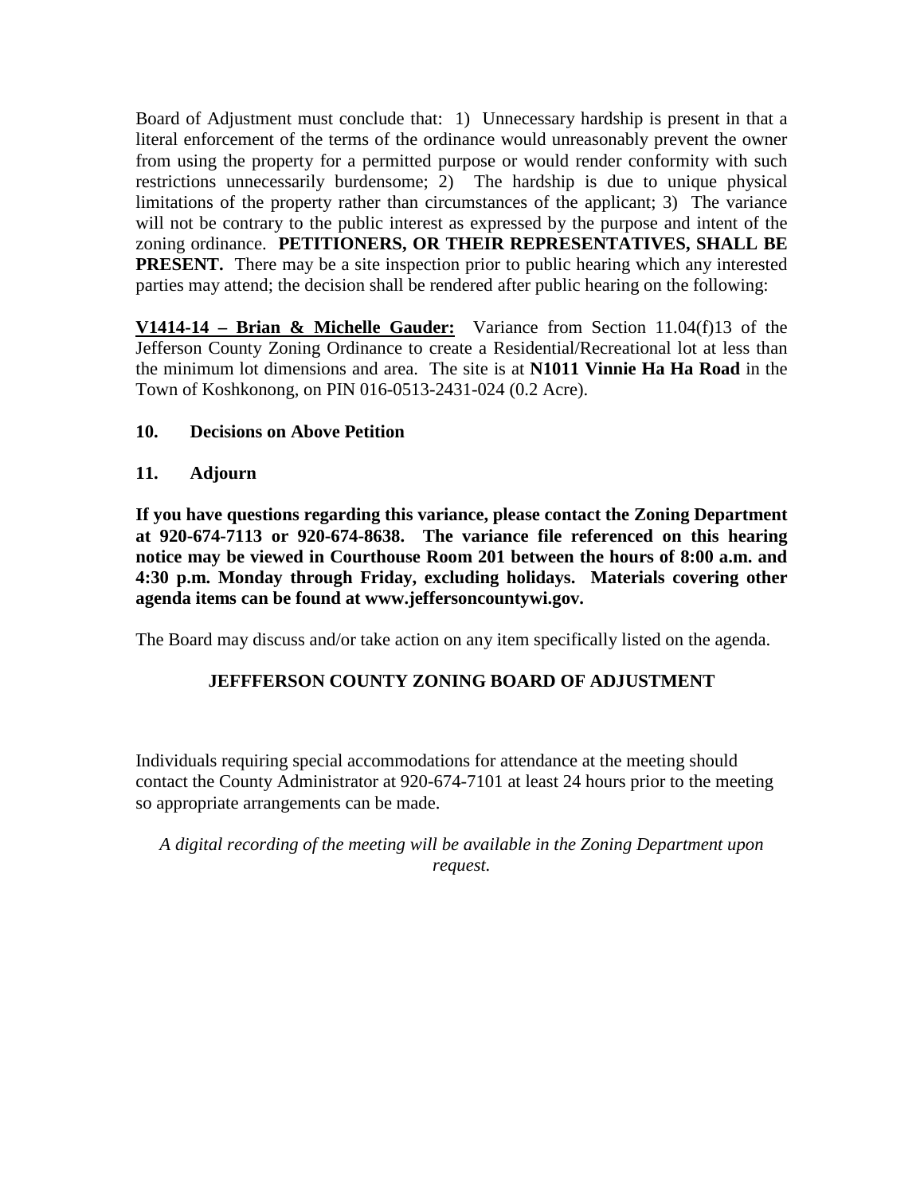Board of Adjustment must conclude that: 1) Unnecessary hardship is present in that a literal enforcement of the terms of the ordinance would unreasonably prevent the owner from using the property for a permitted purpose or would render conformity with such restrictions unnecessarily burdensome; 2) The hardship is due to unique physical limitations of the property rather than circumstances of the applicant; 3) The variance will not be contrary to the public interest as expressed by the purpose and intent of the zoning ordinance. **PETITIONERS, OR THEIR REPRESENTATIVES, SHALL BE PRESENT.** There may be a site inspection prior to public hearing which any interested parties may attend; the decision shall be rendered after public hearing on the following:

**V1414-14 – Brian & Michelle Gauder:** Variance from Section 11.04(f)13 of the Jefferson County Zoning Ordinance to create a Residential/Recreational lot at less than the minimum lot dimensions and area. The site is at **N1011 Vinnie Ha Ha Road** in the Town of Koshkonong, on PIN 016-0513-2431-024 (0.2 Acre).

**10. Decisions on Above Petition**

**11. Adjourn**

**If you have questions regarding this variance, please contact the Zoning Department at 920-674-7113 or 920-674-8638. The variance file referenced on this hearing notice may be viewed in Courthouse Room 201 between the hours of 8:00 a.m. and 4:30 p.m. Monday through Friday, excluding holidays. Materials covering other agenda items can be found at www.jeffersoncountywi.gov.**

The Board may discuss and/or take action on any item specifically listed on the agenda.

**JEFFFERSON COUNTY ZONING BOARD OF ADJUSTMENT**

Individuals requiring special accommodations for attendance at the meeting should contact the County Administrator at 920-674-7101 at least 24 hours prior to the meeting so appropriate arrangements can be made.

*A digital recording of the meeting will be available in the Zoning Department upon request.*